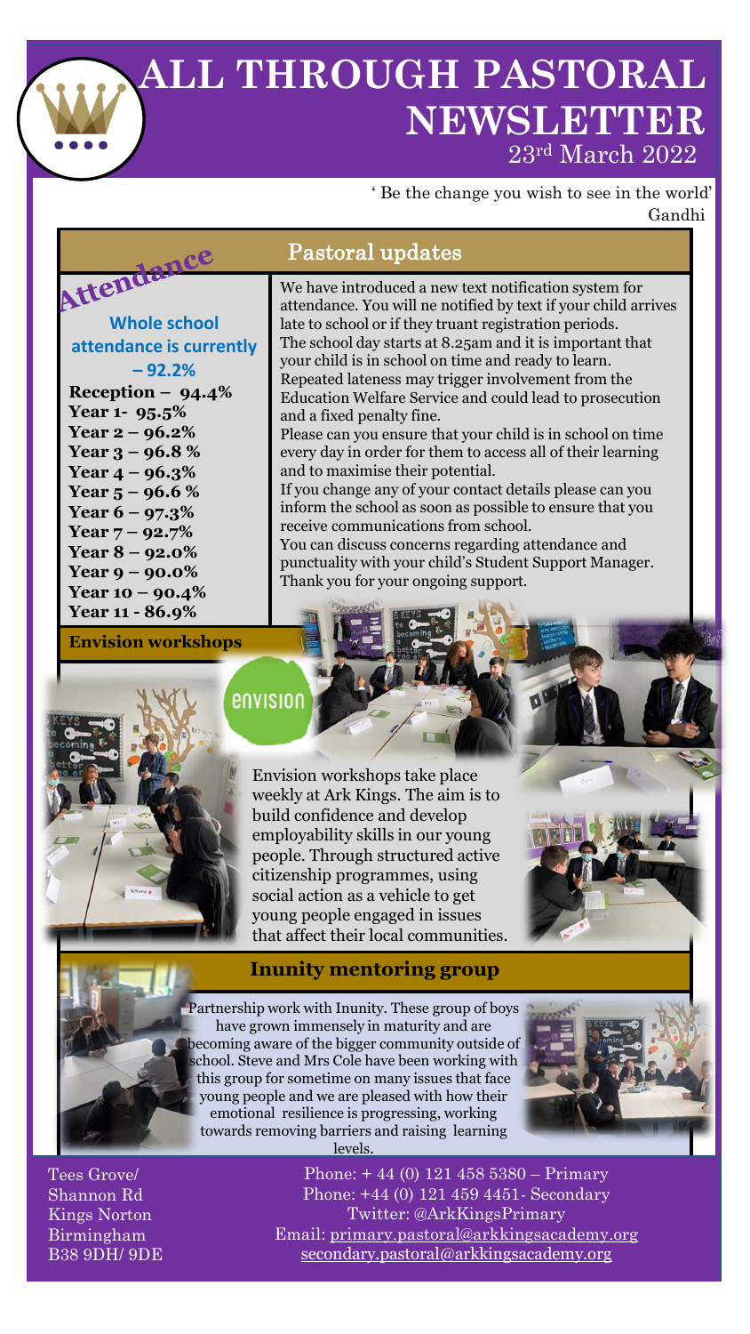# ALL THROUGH PASTORAL NEWSLETTER

23rd March 2022

' Be the change you wish to see in the world'
Gandhi

## Attendance

**Whole school attendance is currently – 92.2%**

**Reception – 94.4%**
**Year 1- 95.5%**
**Year 2 – 96.2%**
**Year 3 – 96.8 %**
**Year 4 – 96.3%**
**Year 5 – 96.6 %**
**Year 6 – 97.3%**
**Year 7 – 92.7%**
**Year 8 – 92.0%**
**Year 9 – 90.0%**
**Year 10 – 90.4%**
**Year 11 - 86.9%**

## Pastoral updates

We have introduced a new text notification system for attendance. You will ne notified by text if your child arrives late to school or if they truant registration periods.
The school day starts at 8.25am and it is important that your child is in school on time and ready to learn.
Repeated lateness may trigger involvement from the Education Welfare Service and could lead to prosecution and a fixed penalty fine.
Please can you ensure that your child is in school on time every day in order for them to access all of their learning and to maximise their potential.
If you change any of your contact details please can you inform the school as soon as possible to ensure that you receive communications from school.
You can discuss concerns regarding attendance and punctuality with your child's Student Support Manager.
Thank you for your ongoing support.

## Envision workshops

envision

Envision workshops take place weekly at Ark Kings. The aim is to build confidence and develop employability skills in our young people. Through structured active citizenship programmes, using social action as a vehicle to get young people engaged in issues that affect their local communities.

## Inunity mentoring group

Partnership work with Inunity. These group of boys have grown immensely in maturity and are becoming aware of the bigger community outside of school. Steve and Mrs Cole have been working with this group for sometime on many issues that face young people and we are pleased with how their emotional resilience is progressing, working towards removing barriers and raising learning levels.

Tees Grove/
Shannon Rd
Kings Norton
Birmingham
B38 9DH/ 9DE

Phone: + 44 (0) 121 458 5380 – Primary
Phone: +44 (0) 121 459 4451- Secondary
Twitter: @ArkKingsPrimary
Email: primary.pastoral@arkkingsacademy.org
secondary.pastoral@arkkingsacademy.org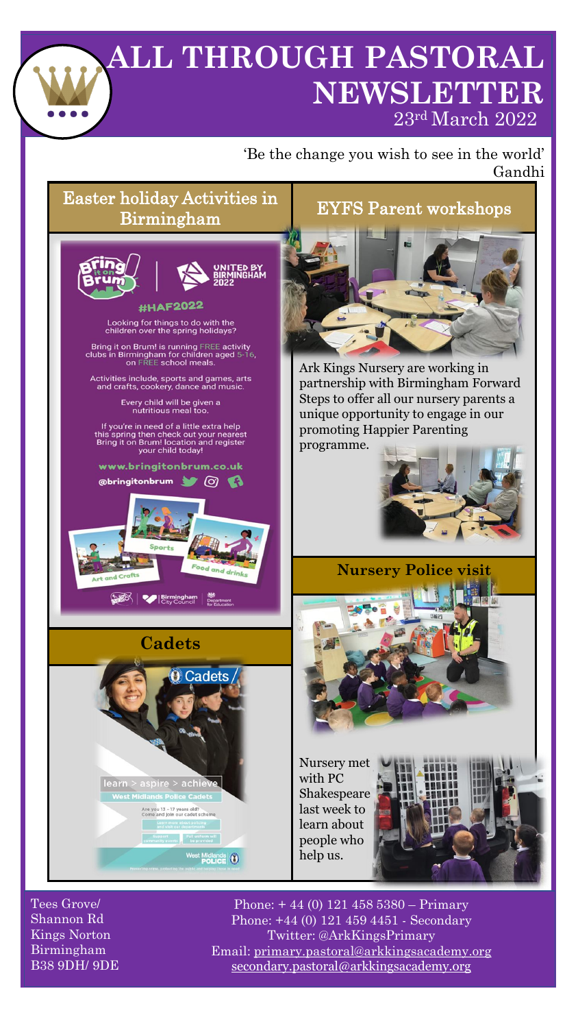# ALL THROUGH PASTORAL NEWSLETTER

23rd March 2022

'Be the change you wish to see in the world'
Gandhi

## Easter holiday Activities in Birmingham

Bring it on Brum! | UNITED BY BIRMINGHAM 2022

#HAF2022

Looking for things to do with the children over the spring holidays?

Bring it on Brum! is running FREE activity clubs in Birmingham for children aged 5-16, on FREE school meals.

Activities include, sports and games, arts and crafts, cookery, dance and music.

Every child will be given a nutritious meal too.

If you're in need of a little extra help this spring then check out your nearest Bring it on Brum! location and register your child today!

www.bringitonbrum.co.uk

@bringitonbrum

## Cadets

Cadets

learn > aspire > achieve

West Midlands Police Cadets

Are you 13 - 17 years old? Come and join our cadet scheme

## EYFS Parent workshops

Ark Kings Nursery are working in partnership with Birmingham Forward Steps to offer all our nursery parents a unique opportunity to engage in our promoting Happier Parenting programme.

## Nursery Police visit

Nursery met with PC Shakespeare last week to learn about people who help us.

Tees Grove/
Shannon Rd
Kings Norton
Birmingham
B38 9DH/ 9DE

Phone: + 44 (0) 121 458 5380 – Primary
Phone: +44 (0) 121 459 4451 - Secondary
Twitter: @ArkKingsPrimary
Email: primary.pastoral@arkkingsacademy.org
secondary.pastoral@arkkingsacademy.org